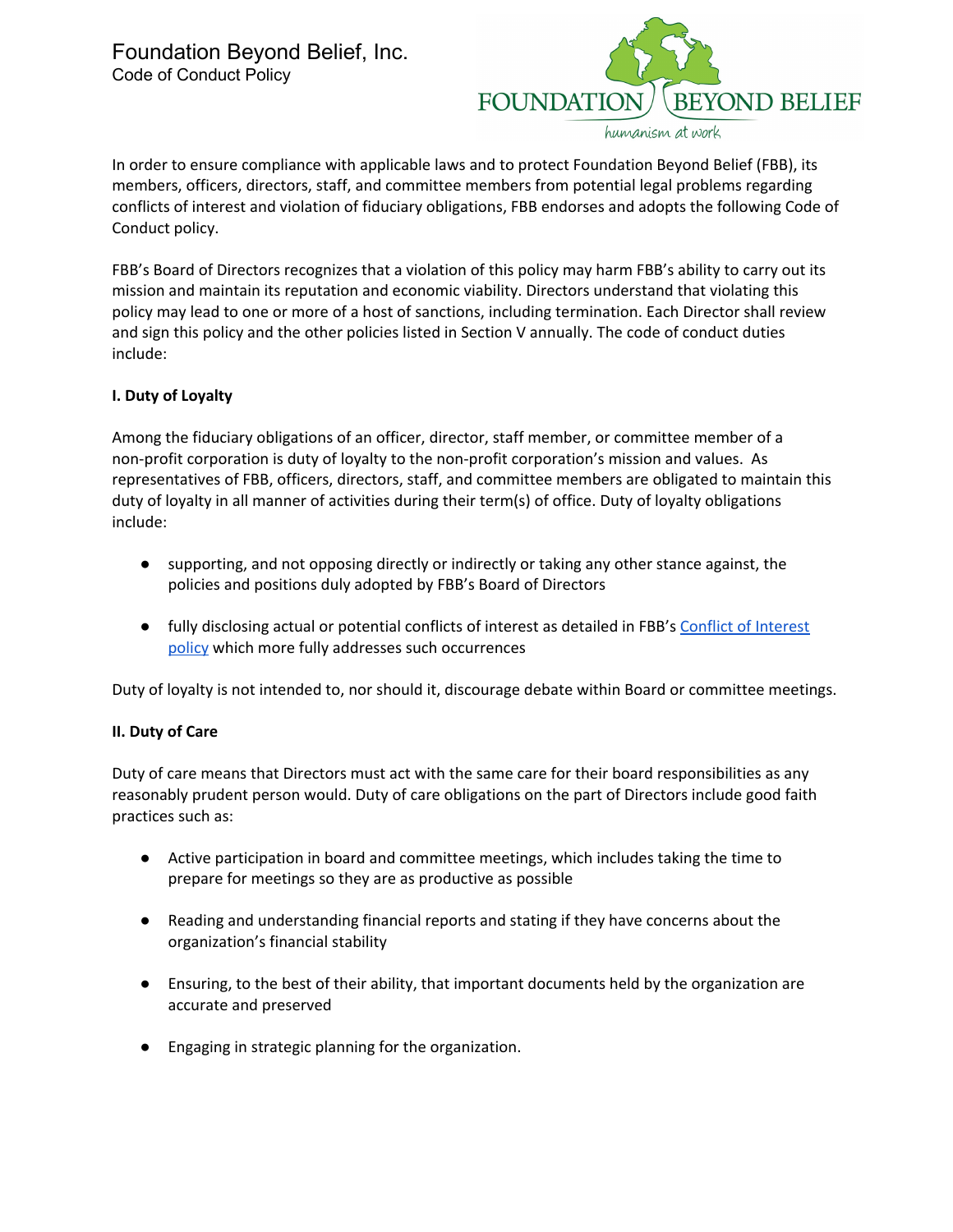# Foundation Beyond Belief, Inc.

Code of Conduct Policy

FOUNDATION BEYOND BELIEF

humanism at work

In order to ensure compliance with applicable laws and to protect Foundation Beyond Belief (FBB), its members, officers, directors, staff, and committee members from potential legal problems regarding conflicts of interest and violation of fiduciary obligations, FBB endorses and adopts the following Code of Conduct policy.

FBB's Board of Directors recognizes that a violation of this policy may harm FBB's ability to carry out its mission and maintain its reputation and economic viability. Directors understand that violating this policy may lead to one or more of a host of sanctions, including termination. Each Director shall review and sign this policy and the other policies listed in Section V annually. The code of conduct duties include:

**I. Duty of Loyalty**

Among the fiduciary obligations of an officer, director, staff member, or committee member of a non-profit corporation is duty of loyalty to the non-profit corporation's mission and values. As representatives of FBB, officers, directors, staff, and committee members are obligated to maintain this duty of loyalty in all manner of activities during their term(s) of office. Duty of loyalty obligations include:

- supporting, and not opposing directly or indirectly or taking any other stance against, the policies and positions duly adopted by FBB's Board of Directors
- fully disclosing actual or potential conflicts of interest as detailed in FBB's Conflict of Interest policy which more fully addresses such occurrences

Duty of loyalty is not intended to, nor should it, discourage debate within Board or committee meetings.

**II. Duty of Care**

Duty of care means that Directors must act with the same care for their board responsibilities as any reasonably prudent person would. Duty of care obligations on the part of Directors include good faith practices such as:

- Active participation in board and committee meetings, which includes taking the time to prepare for meetings so they are as productive as possible
- Reading and understanding financial reports and stating if they have concerns about the organization's financial stability
- Ensuring, to the best of their ability, that important documents held by the organization are accurate and preserved
- Engaging in strategic planning for the organization.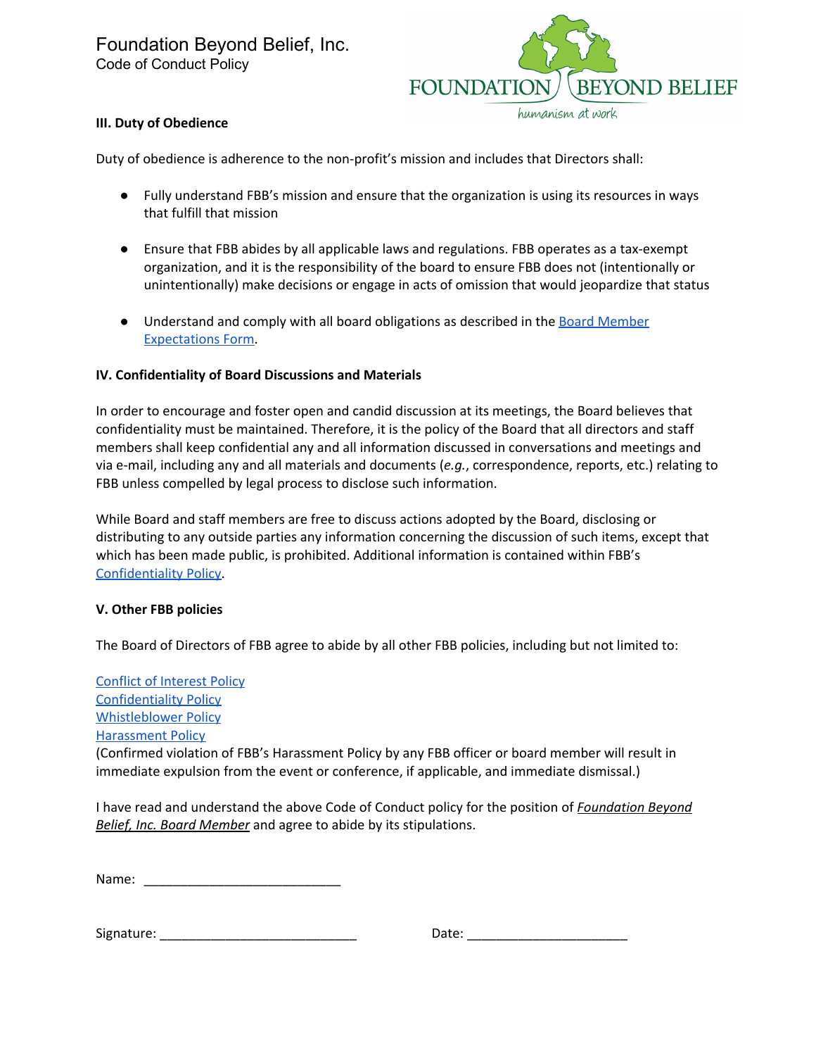### III. Duty of Obedience

Duty of obedience is adherence to the non-profit's mission and includes that Directors shall:

- Fully understand FBB's mission and ensure that the organization is using its resources in ways that fulfill that mission
- Ensure that FBB abides by all applicable laws and regulations. FBB operates as a tax-exempt organization, and it is the responsibility of the board to ensure FBB does not (intentionally or unintentionally) make decisions or engage in acts of omission that would jeopardize that status
- Understand and comply with all board obligations as described in the Board Member Expectations Form.

### IV. Confidentiality of Board Discussions and Materials

In order to encourage and foster open and candid discussion at its meetings, the Board believes that confidentiality must be maintained. Therefore, it is the policy of the Board that all directors and staff members shall keep confidential any and all information discussed in conversations and meetings and via e-mail, including any and all materials and documents (*e.g.*, correspondence, reports, etc.) relating to FBB unless compelled by legal process to disclose such information.

While Board and staff members are free to discuss actions adopted by the Board, disclosing or distributing to any outside parties any information concerning the discussion of such items, except that which has been made public, is prohibited. Additional information is contained within FBB's Confidentiality Policy.

### V. Other FBB policies

The Board of Directors of FBB agree to abide by all other FBB policies, including but not limited to:

Conflict of Interest Policy
Confidentiality Policy
Whistleblower Policy
Harassment Policy
(Confirmed violation of FBB's Harassment Policy by any FBB officer or board member will result in immediate expulsion from the event or conference, if applicable, and immediate dismissal.)

I have read and understand the above Code of Conduct policy for the position of ***Foundation Beyond Belief, Inc. Board Member*** and agree to abide by its stipulations.

Name: ___________________________

Signature: ___________________________ Date: ______________________